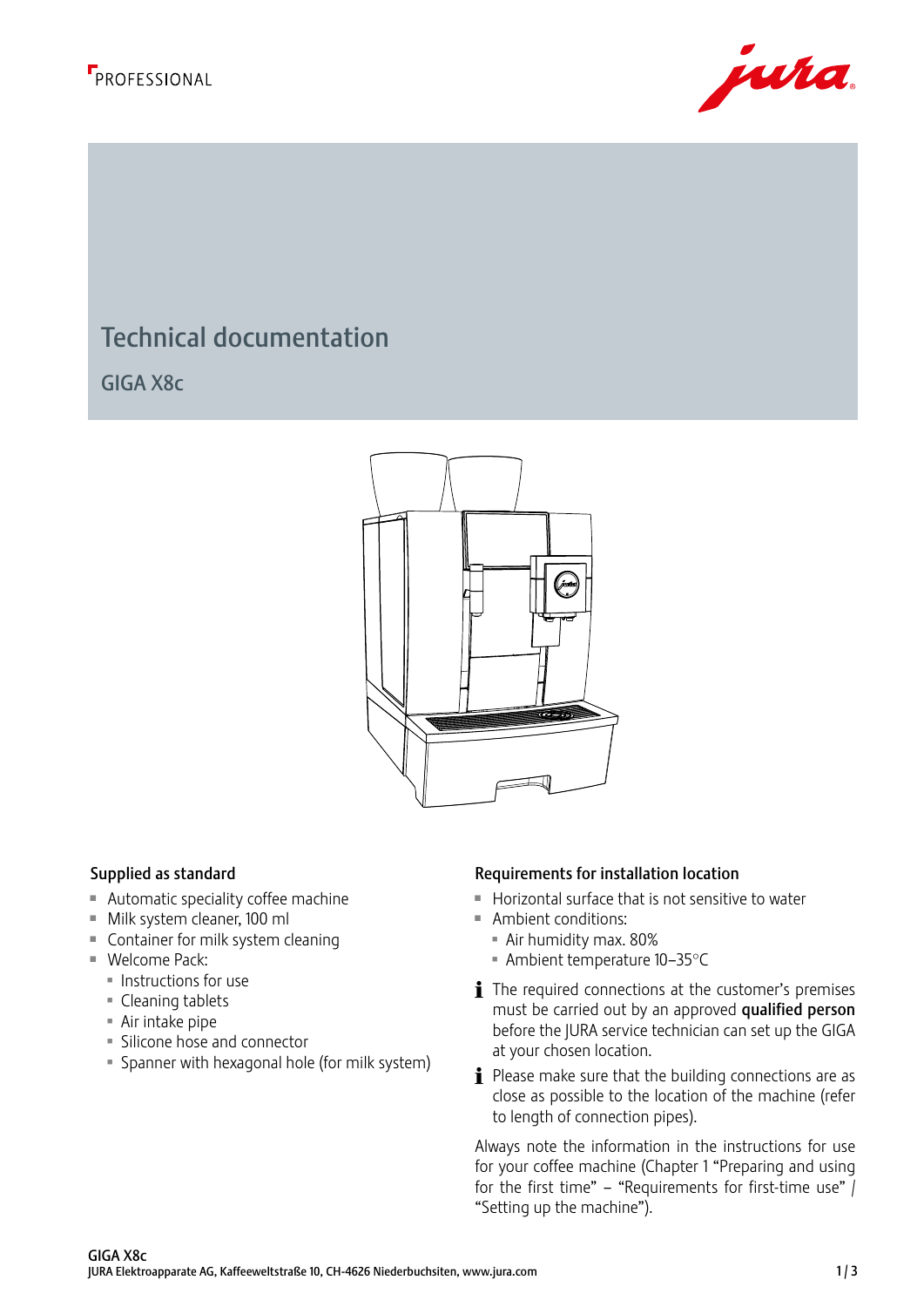PROFESSIONAL

# Technical documentation

## GIGA X8c

### Supplied as standard

- Automatic speciality coffee machine
- Milk system cleaner, 100 ml
- Container for milk system cleaning
- Welcome Pack:
  - Instructions for use
  - Cleaning tablets
  - Air intake pipe
  - Silicone hose and connector
  - Spanner with hexagonal hole (for milk system)

### Requirements for installation location

- Horizontal surface that is not sensitive to water
- Ambient conditions:
  - Air humidity max. 80%
  - Ambient temperature 10–35°C

ℹ The required connections at the customer's premises must be carried out by an approved **qualified person** before the JURA service technician can set up the GIGA at your chosen location.

ℹ Please make sure that the building connections are as close as possible to the location of the machine (refer to length of connection pipes).

Always note the information in the instructions for use for your coffee machine (Chapter 1 "Preparing and using for the first time" – "Requirements for first-time use" / "Setting up the machine").

GIGA X8c
JURA Elektroapparate AG, Kaffeeweltstraße 10, CH-4626 Niederbuchsiten, www.jura.com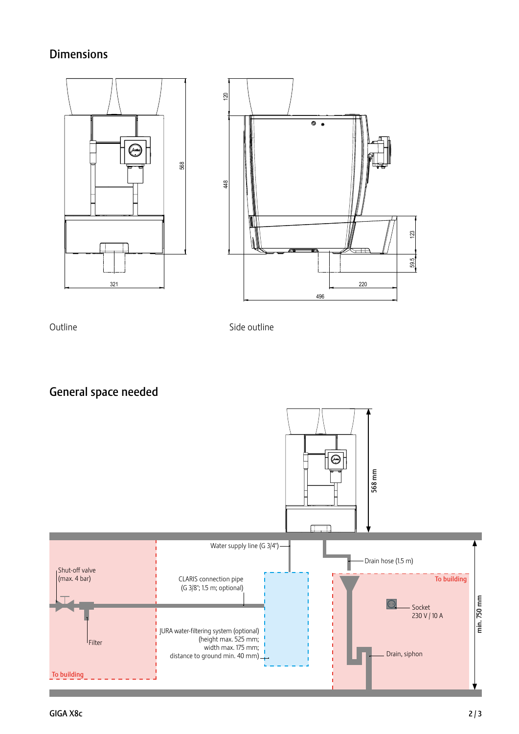## Dimensions

568

321

120

448

123

59.5

220

496

Outline

Side outline

## General space needed

568 mm

Water supply line (G 3/4")

Drain hose (1.5 m)

Shut-off valve (max. 4 bar)

CLARIS connection pipe (G 3/8"; 1.5 m; optional)

To building

Socket 230 V / 10 A

min. 750 mm

Filter

JURA water-filtering system (optional) (height max. 525 mm; width max. 175 mm; distance to ground min. 40 mm)

Drain, siphon

To building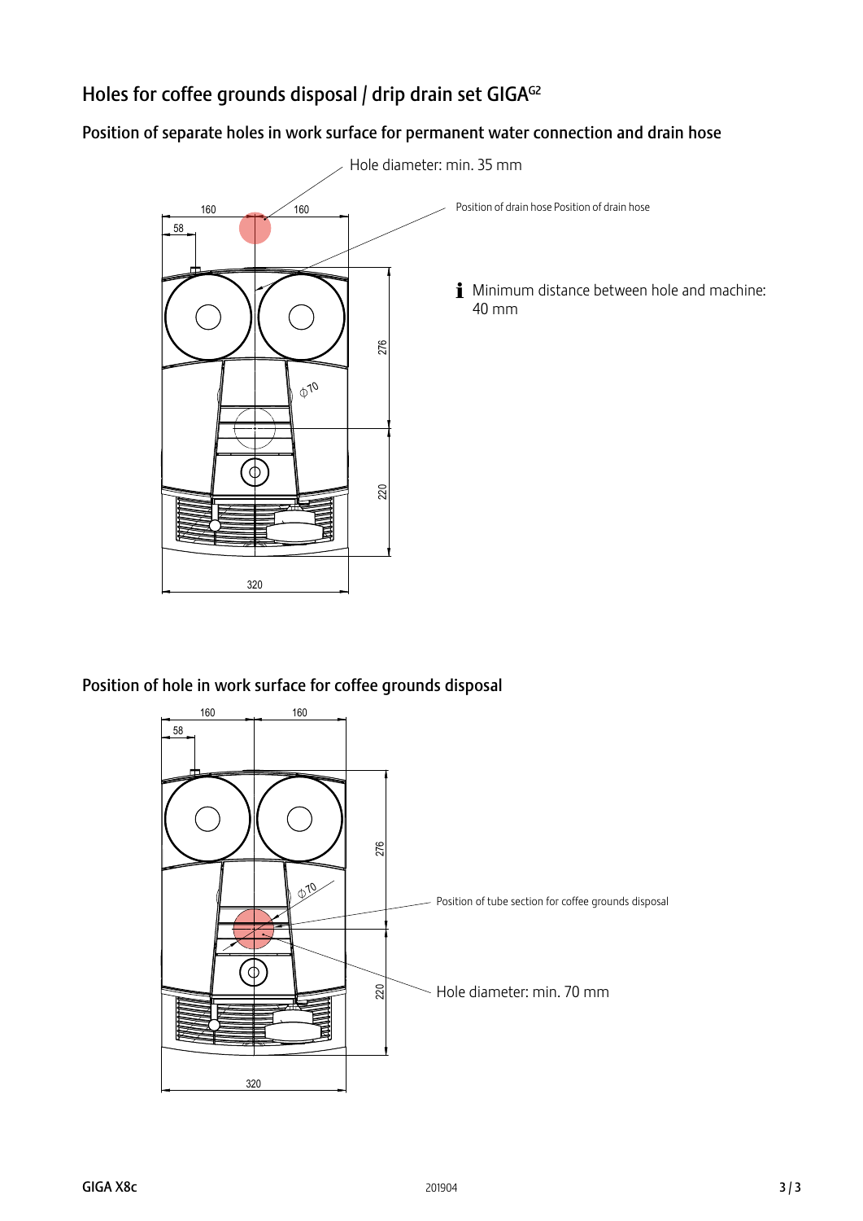# Holes for coffee grounds disposal / drip drain set GIGA[G2]

## Position of separate holes in work surface for permanent water connection and drain hose

Hole diameter: min. 35 mm

Position of drain hose Position of drain hose

160
160
58
276
220
ϕ70
320

ℹ Minimum distance between hole and machine: 40 mm

## Position of hole in work surface for coffee grounds disposal

160
160
58
276
ϕ70
220
320

Position of tube section for coffee grounds disposal

Hole diameter: min. 70 mm

GIGA X8c

201904